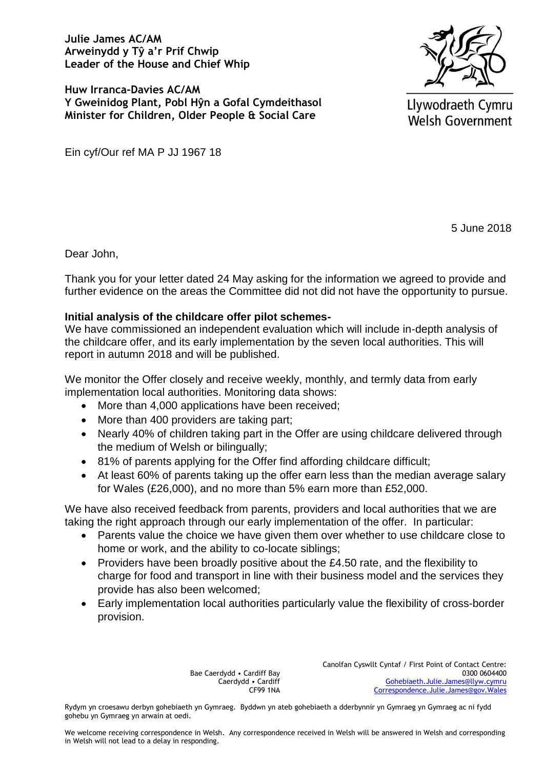**Julie James AC/AM**
**Arweinydd y Tŷ a'r Prif Chwip**
**Leader of the House and Chief Whip**

**Huw Irranca-Davies AC/AM**
**Y Gweinidog Plant, Pobl Hŷn a Gofal Cymdeithasol**
**Minister for Children, Older People & Social Care**

Llywodraeth Cymru
Welsh Government

Ein cyf/Our ref MA P JJ 1967 18

5 June 2018

Dear John,

Thank you for your letter dated 24 May asking for the information we agreed to provide and further evidence on the areas the Committee did not did not have the opportunity to pursue.

**Initial analysis of the childcare offer pilot schemes-**
We have commissioned an independent evaluation which will include in-depth analysis of the childcare offer, and its early implementation by the seven local authorities. This will report in autumn 2018 and will be published.

We monitor the Offer closely and receive weekly, monthly, and termly data from early implementation local authorities. Monitoring data shows:

- More than 4,000 applications have been received;
- More than 400 providers are taking part;
- Nearly 40% of children taking part in the Offer are using childcare delivered through the medium of Welsh or bilingually;
- 81% of parents applying for the Offer find affording childcare difficult;
- At least 60% of parents taking up the offer earn less than the median average salary for Wales (£26,000), and no more than 5% earn more than £52,000.

We have also received feedback from parents, providers and local authorities that we are taking the right approach through our early implementation of the offer. In particular:

- Parents value the choice we have given them over whether to use childcare close to home or work, and the ability to co-locate siblings;
- Providers have been broadly positive about the £4.50 rate, and the flexibility to charge for food and transport in line with their business model and the services they provide has also been welcomed;
- Early implementation local authorities particularly value the flexibility of cross-border provision.

Bae Caerdydd • Cardiff Bay
Caerdydd • Cardiff
CF99 1NA

Canolfan Cyswllt Cyntaf / First Point of Contact Centre:
0300 0604400
Gohebiaeth.Julie.James@llyw.cymru
Correspondence.Julie.James@gov.Wales

Rydym yn croesawu derbyn gohebiaeth yn Gymraeg. Byddwn yn ateb gohebiaeth a dderbynnir yn Gymraeg yn Gymraeg ac ni fydd gohebu yn Gymraeg yn arwain at oedi.

We welcome receiving correspondence in Welsh. Any correspondence received in Welsh will be answered in Welsh and corresponding in Welsh will not lead to a delay in responding.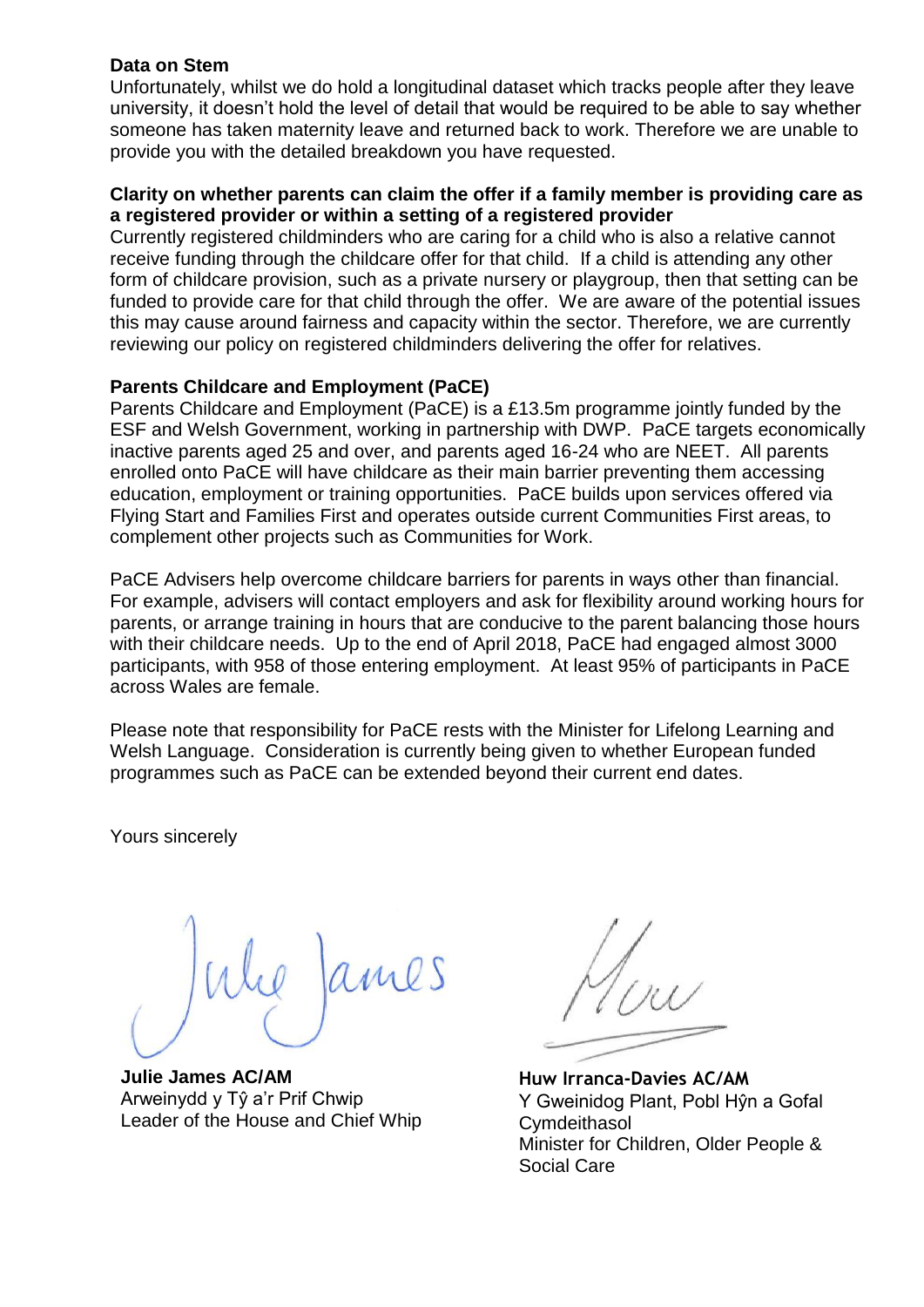**Data on Stem**

Unfortunately, whilst we do hold a longitudinal dataset which tracks people after they leave university, it doesn't hold the level of detail that would be required to be able to say whether someone has taken maternity leave and returned back to work. Therefore we are unable to provide you with the detailed breakdown you have requested.

**Clarity on whether parents can claim the offer if a family member is providing care as a registered provider or within a setting of a registered provider**

Currently registered childminders who are caring for a child who is also a relative cannot receive funding through the childcare offer for that child. If a child is attending any other form of childcare provision, such as a private nursery or playgroup, then that setting can be funded to provide care for that child through the offer. We are aware of the potential issues this may cause around fairness and capacity within the sector. Therefore, we are currently reviewing our policy on registered childminders delivering the offer for relatives.

**Parents Childcare and Employment (PaCE)**

Parents Childcare and Employment (PaCE) is a £13.5m programme jointly funded by the ESF and Welsh Government, working in partnership with DWP. PaCE targets economically inactive parents aged 25 and over, and parents aged 16-24 who are NEET. All parents enrolled onto PaCE will have childcare as their main barrier preventing them accessing education, employment or training opportunities. PaCE builds upon services offered via Flying Start and Families First and operates outside current Communities First areas, to complement other projects such as Communities for Work.

PaCE Advisers help overcome childcare barriers for parents in ways other than financial. For example, advisers will contact employers and ask for flexibility around working hours for parents, or arrange training in hours that are conducive to the parent balancing those hours with their childcare needs. Up to the end of April 2018, PaCE had engaged almost 3000 participants, with 958 of those entering employment. At least 95% of participants in PaCE across Wales are female.

Please note that responsibility for PaCE rests with the Minister for Lifelong Learning and Welsh Language. Consideration is currently being given to whether European funded programmes such as PaCE can be extended beyond their current end dates.

Yours sincerely

Julie James

**Julie James AC/AM**
Arweinydd y Tŷ a'r Prif Chwip
Leader of the House and Chief Whip

Huw

**Huw Irranca-Davies AC/AM**
Y Gweinidog Plant, Pobl Hŷn a Gofal Cymdeithasol
Minister for Children, Older People & Social Care